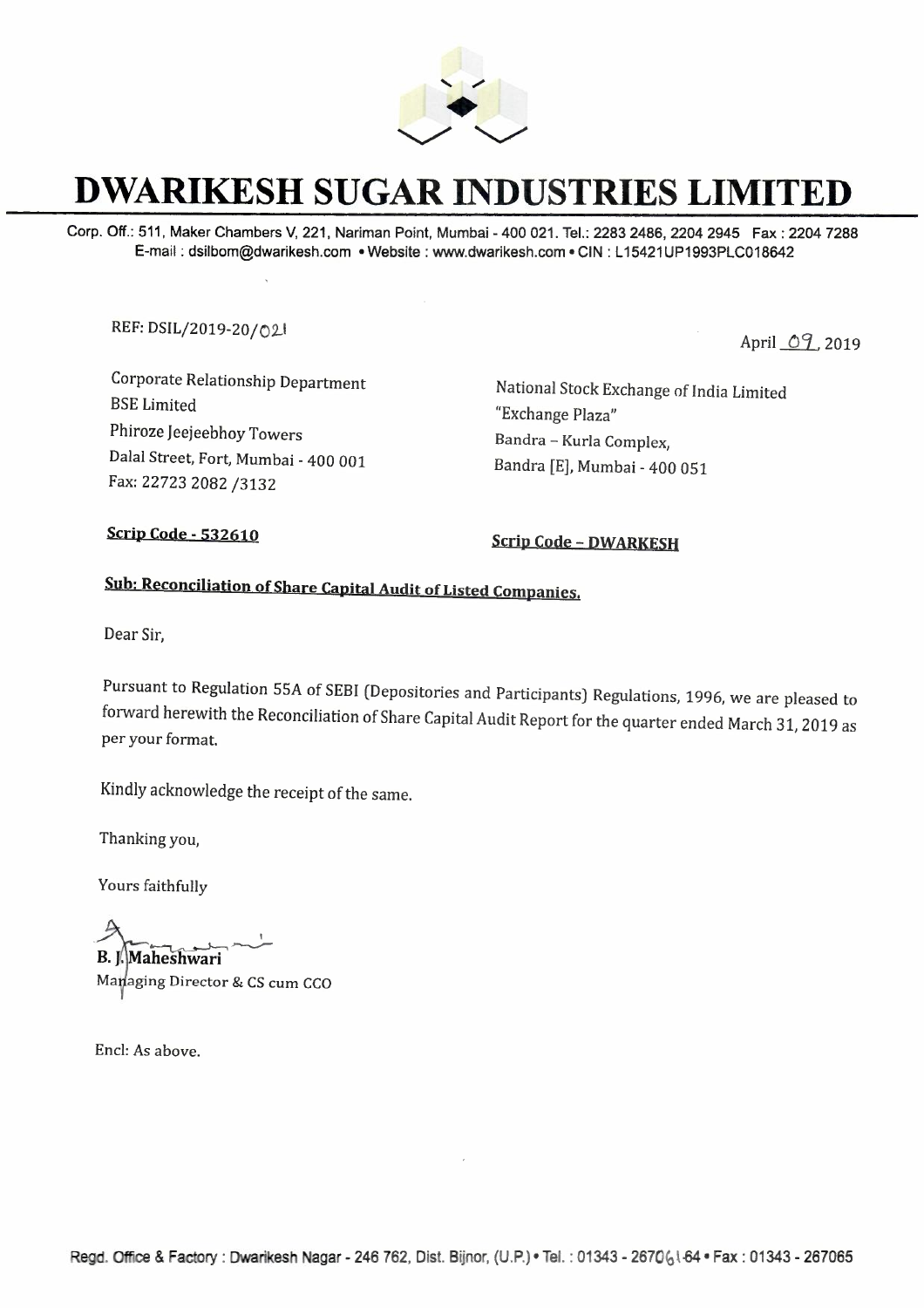# DWARIKESH SUGAR INDUSTRIES LIMITED

Corp. Off.: 511, Maker Chambers V, 221, Nariman Point, Mumbai - 400 021. Tel.: 2283 2486, 2204 2945 Fax : 2204 7288
E-mail : dsilbom@dwarikesh.com • Website : www.dwarikesh.com • CIN : L15421UP1993PLC018642

REF: DSIL/2019-20/021

April 09, 2019

Corporate Relationship Department
BSE Limited
Phiroze Jeejeebhoy Towers
Dalal Street, Fort, Mumbai - 400 001
Fax: 22723 2082 /3132

**Scrip Code - 532610**

National Stock Exchange of India Limited
"Exchange Plaza"
Bandra – Kurla Complex,
Bandra [E], Mumbai - 400 051

**Scrip Code – DWARKESH**

**Sub: Reconciliation of Share Capital Audit of Listed Companies.**

Dear Sir,

Pursuant to Regulation 55A of SEBI (Depositories and Participants) Regulations, 1996, we are pleased to forward herewith the Reconciliation of Share Capital Audit Report for the quarter ended March 31, 2019 as per your format.

Kindly acknowledge the receipt of the same.

Thanking you,

Yours faithfully

**B. J. Maheshwari**
Managing Director & CS cum CCO

Encl: As above.

Regd. Office & Factory : Dwarikesh Nagar - 246 762, Dist. Bijnor, (U.P.) • Tel. : 01343 - 267061-64 • Fax : 01343 - 267065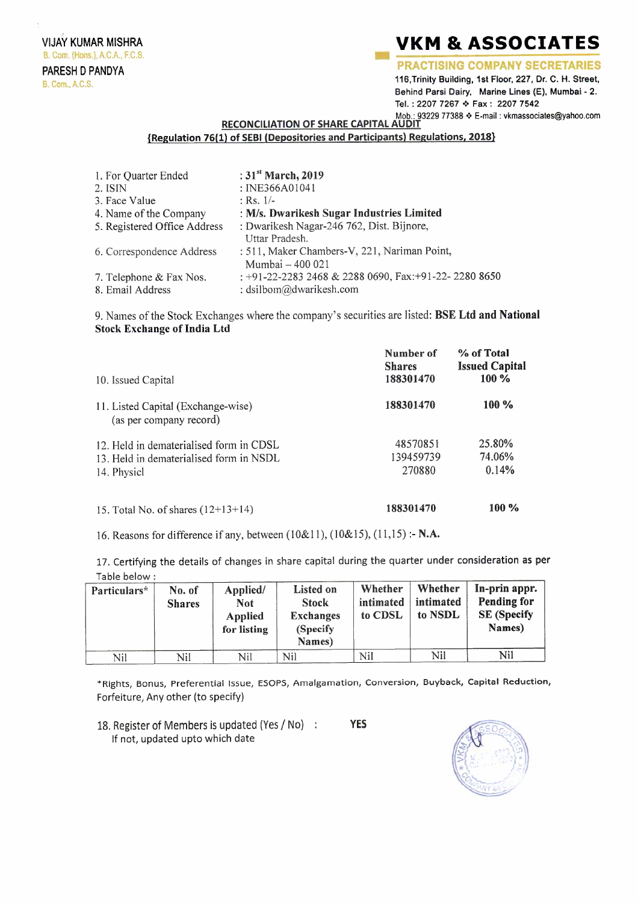VIJAY KUMAR MISHRA
B. Com. (Hons.), A.C.A., F.C.S.

PARESH D PANDYA
B. Com., A.C.S.

# VKM & ASSOCIATES

**PRACTISING COMPANY SECRETARIES**

116,Trinity Building, 1st Floor, 227, Dr. C. H. Street,
Behind Parsi Dairy, Marine Lines (E), Mumbai - 2.
Tel. : 2207 7267 ❖ Fax : 2207 7542
Mob.: 93229 77388 ❖ E-mail : vkmassociates@yahoo.com

**RECONCILIATION OF SHARE CAPITAL AUDIT**

**{Regulation 76(1) of SEBI (Depositories and Participants) Regulations, 2018}**

1. For Quarter Ended : **31st March, 2019**
2. ISIN : INE366A01041
3. Face Value : Rs. 1/-
4. Name of the Company : **M/s. Dwarikesh Sugar Industries Limited**
5. Registered Office Address : Dwarikesh Nagar-246 762, Dist. Bijnore, Uttar Pradesh.
6. Correspondence Address : 511, Maker Chambers-V, 221, Nariman Point, Mumbai – 400 021
7. Telephone & Fax Nos. : +91-22-2283 2468 & 2288 0690, Fax:+91-22- 2280 8650
8. Email Address : dsilbom@dwarikesh.com

9. Names of the Stock Exchanges where the company's securities are listed: **BSE Ltd and National Stock Exchange of India Ltd**

| | Number of Shares | % of Total Issued Capital |
|---|---|---|
| 10. Issued Capital | 188301470 | 100 % |
| 11. Listed Capital (Exchange-wise) (as per company record) | 188301470 | 100 % |
| 12. Held in dematerialised form in CDSL | 48570851 | 25.80% |
| 13. Held in dematerialised form in NSDL | 139459739 | 74.06% |
| 14. Physicl | 270880 | 0.14% |
| 15. Total No. of shares (12+13+14) | 188301470 | 100 % |

16. Reasons for difference if any, between (10&11), (10&15), (11,15) :- **N.A.**

17. Certifying the details of changes in share capital during the quarter under consideration as per Table below :

| Particulars* | No. of Shares | Applied/ Not Applied for listing | Listed on Stock Exchanges (Specify Names) | Whether intimated to CDSL | Whether intimated to NSDL | In-prin appr. Pending for SE (Specify Names) |
|---|---|---|---|---|---|---|
| Nil | Nil | Nil | Nil | Nil | Nil | Nil |

*Rights, Bonus, Preferential Issue, ESOPS, Amalgamation, Conversion, Buyback, Capital Reduction, Forfeiture, Any other (to specify)

18. Register of Members is updated (Yes / No) : **YES**
If not, updated upto which date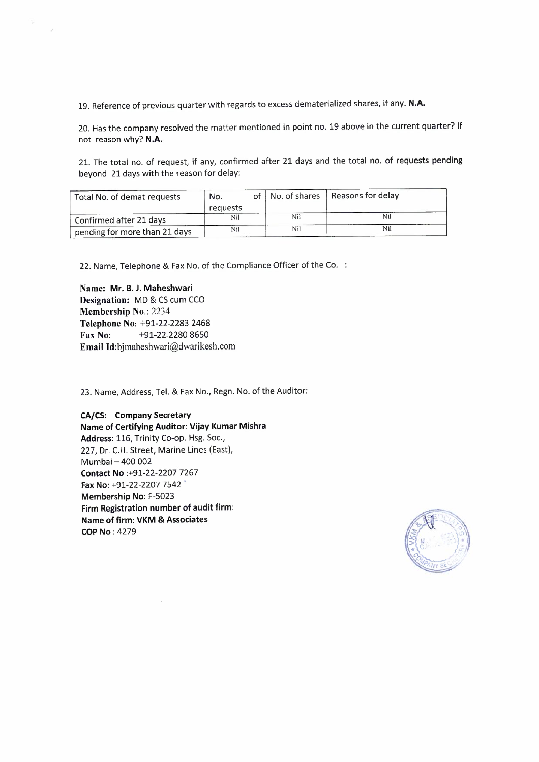19. Reference of previous quarter with regards to excess dematerialized shares, if any. **N.A.**

20. Has the company resolved the matter mentioned in point no. 19 above in the current quarter? If not reason why? **N.A.**

21. The total no. of request, if any, confirmed after 21 days and the total no. of requests pending beyond 21 days with the reason for delay:

| Total No. of demat requests | No. of requests | No. of shares | Reasons for delay |
|---|---|---|---|
| Confirmed after 21 days | Nil | Nil | Nil |
| pending for more than 21 days | Nil | Nil | Nil |

22. Name, Telephone & Fax No. of the Compliance Officer of the Co. :

**Name: Mr. B. J. Maheshwari**
**Designation:** MD & CS cum CCO
**Membership No.:** 2234
**Telephone No:** +91-22-2283 2468
**Fax No:** +91-22-2280 8650
**Email Id:**bjmaheshwari@dwarikesh.com

23. Name, Address, Tel. & Fax No., Regn. No. of the Auditor:

**CA/CS: Company Secretary**
**Name of Certifying Auditor: Vijay Kumar Mishra**
**Address:** 116, Trinity Co-op. Hsg. Soc.,
227, Dr. C.H. Street, Marine Lines (East),
Mumbai – 400 002
**Contact No** :+91-22-2207 7267
**Fax No:** +91-22-2207 7542
**Membership No:** F-5023
**Firm Registration number of audit firm:**
**Name of firm: VKM & Associates**
**COP No** : 4279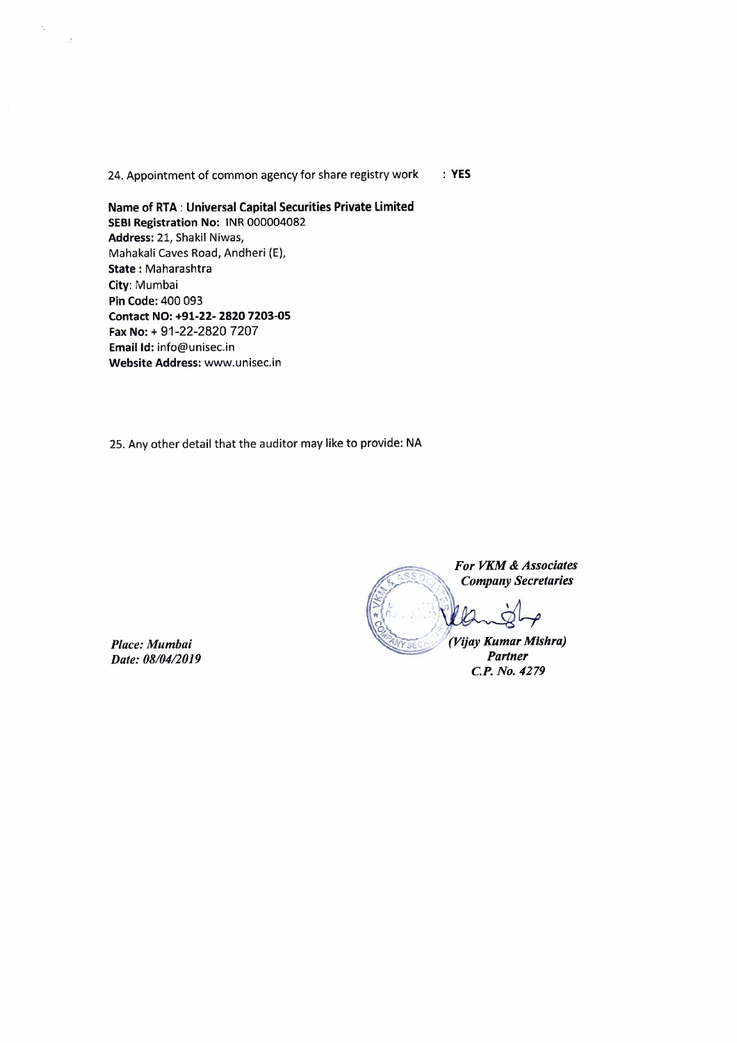24. Appointment of common agency for share registry work : **YES**

**Name of RTA** : **Universal Capital Securities Private Limited**
**SEBI Registration No:** INR 000004082
**Address:** 21, Shakil Niwas,
Mahakali Caves Road, Andheri (E),
**State** : Maharashtra
**City**: Mumbai
**Pin Code:** 400 093
**Contact NO: +91-22- 2820 7203-05**
**Fax No:** + 91-22-2820 7207
**Email Id:** info@unisec.in
**Website Address:** www.unisec.in

25. Any other detail that the auditor may like to provide: NA

***For VKM & Associates***
***Company Secretaries***

*(Vijay Kumar Mishra)*
***Partner***
*C.P. No. 4279*

*Place: Mumbai*
*Date: 08/04/2019*